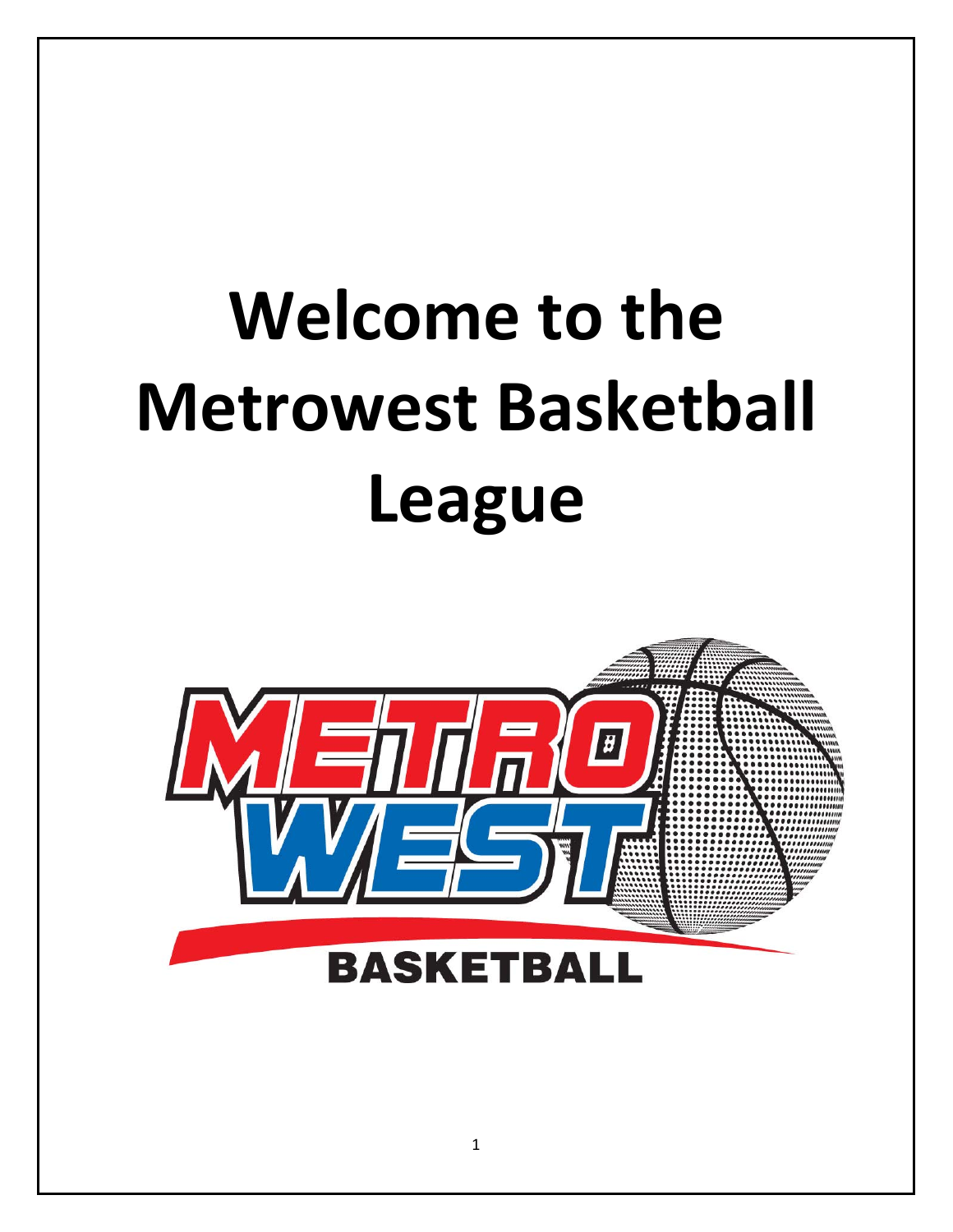# Welcome to the Metrowest Basketball League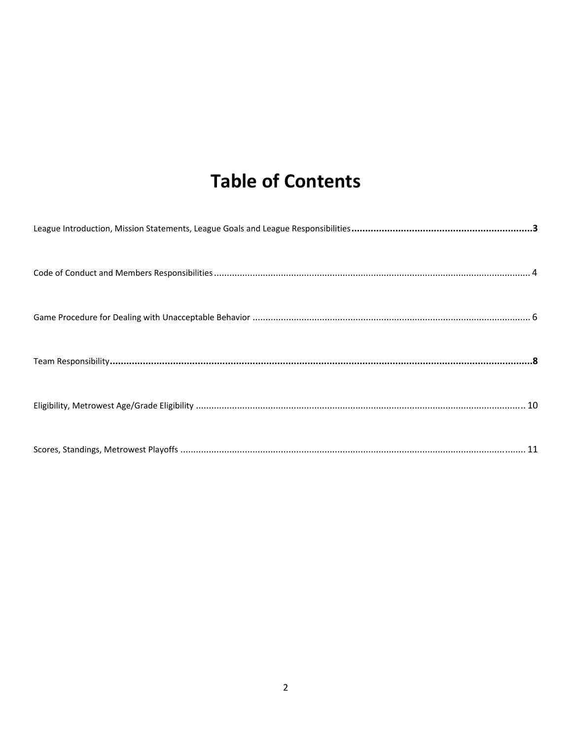# Table of Contents

League Introduction, Mission Statements, League Goals and League Responsibilities .......... **3**

Code of Conduct and Members Responsibilities .......... 4

Game Procedure for Dealing with Unacceptable Behavior .......... 6

Team Responsibility .......... **8**

Eligibility, Metrowest Age/Grade Eligibility .......... 10

Scores, Standings, Metrowest Playoffs .......... 11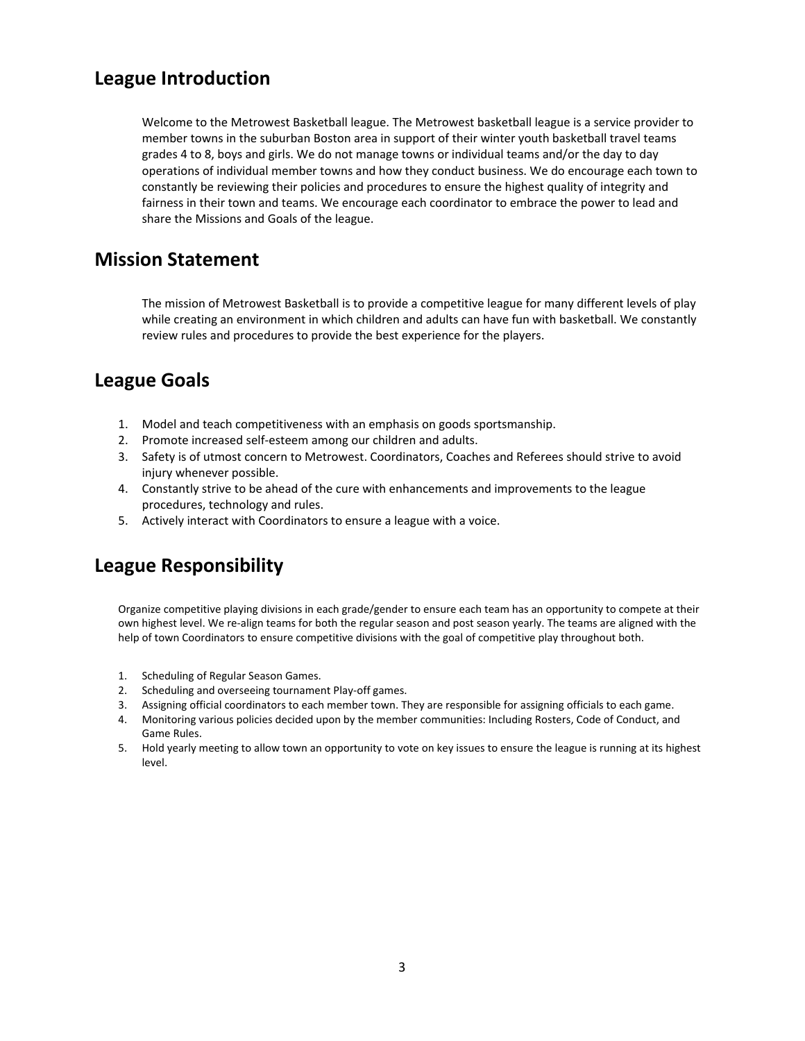## League Introduction

Welcome to the Metrowest Basketball league. The Metrowest basketball league is a service provider to member towns in the suburban Boston area in support of their winter youth basketball travel teams grades 4 to 8, boys and girls. We do not manage towns or individual teams and/or the day to day operations of individual member towns and how they conduct business. We do encourage each town to constantly be reviewing their policies and procedures to ensure the highest quality of integrity and fairness in their town and teams. We encourage each coordinator to embrace the power to lead and share the Missions and Goals of the league.

## Mission Statement

The mission of Metrowest Basketball is to provide a competitive league for many different levels of play while creating an environment in which children and adults can have fun with basketball. We constantly review rules and procedures to provide the best experience for the players.

## League Goals

1. Model and teach competitiveness with an emphasis on goods sportsmanship.
2. Promote increased self-esteem among our children and adults.
3. Safety is of utmost concern to Metrowest. Coordinators, Coaches and Referees should strive to avoid injury whenever possible.
4. Constantly strive to be ahead of the cure with enhancements and improvements to the league procedures, technology and rules.
5. Actively interact with Coordinators to ensure a league with a voice.

## League Responsibility

Organize competitive playing divisions in each grade/gender to ensure each team has an opportunity to compete at their own highest level. We re-align teams for both the regular season and post season yearly. The teams are aligned with the help of town Coordinators to ensure competitive divisions with the goal of competitive play throughout both.

1. Scheduling of Regular Season Games.
2. Scheduling and overseeing tournament Play-off games.
3. Assigning official coordinators to each member town. They are responsible for assigning officials to each game.
4. Monitoring various policies decided upon by the member communities: Including Rosters, Code of Conduct, and Game Rules.
5. Hold yearly meeting to allow town an opportunity to vote on key issues to ensure the league is running at its highest level.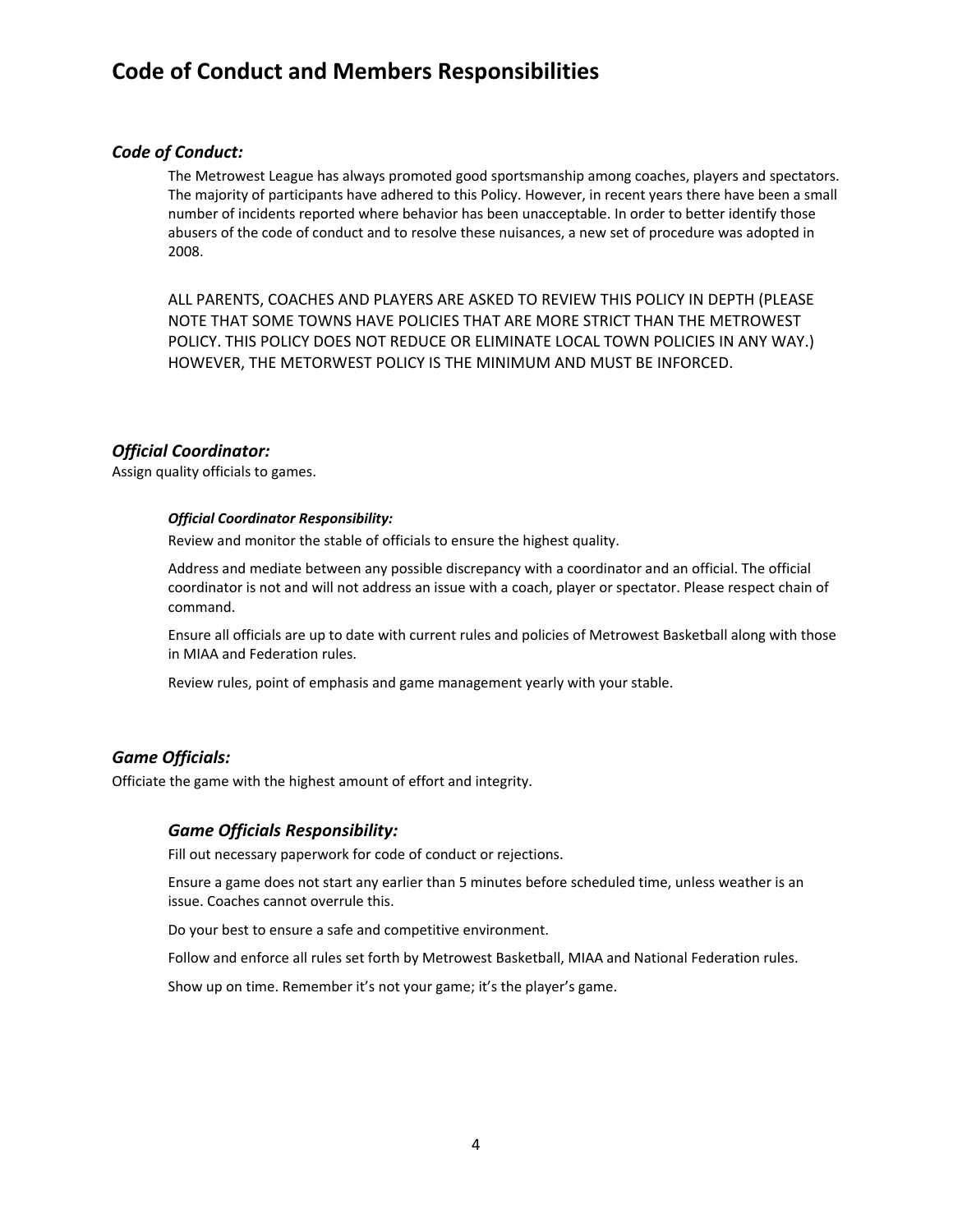# Code of Conduct and Members Responsibilities

## *Code of Conduct:*

The Metrowest League has always promoted good sportsmanship among coaches, players and spectators. The majority of participants have adhered to this Policy. However, in recent years there have been a small number of incidents reported where behavior has been unacceptable. In order to better identify those abusers of the code of conduct and to resolve these nuisances, a new set of procedure was adopted in 2008.

ALL PARENTS, COACHES AND PLAYERS ARE ASKED TO REVIEW THIS POLICY IN DEPTH (PLEASE NOTE THAT SOME TOWNS HAVE POLICIES THAT ARE MORE STRICT THAN THE METROWEST POLICY. THIS POLICY DOES NOT REDUCE OR ELIMINATE LOCAL TOWN POLICIES IN ANY WAY.) HOWEVER, THE METORWEST POLICY IS THE MINIMUM AND MUST BE INFORCED.

## *Official Coordinator:*

Assign quality officials to games.

#### *Official Coordinator Responsibility:*

Review and monitor the stable of officials to ensure the highest quality.

Address and mediate between any possible discrepancy with a coordinator and an official. The official coordinator is not and will not address an issue with a coach, player or spectator. Please respect chain of command.

Ensure all officials are up to date with current rules and policies of Metrowest Basketball along with those in MIAA and Federation rules.

Review rules, point of emphasis and game management yearly with your stable.

## *Game Officials:*

Officiate the game with the highest amount of effort and integrity.

### *Game Officials Responsibility:*

Fill out necessary paperwork for code of conduct or rejections.

Ensure a game does not start any earlier than 5 minutes before scheduled time, unless weather is an issue. Coaches cannot overrule this.

Do your best to ensure a safe and competitive environment.

Follow and enforce all rules set forth by Metrowest Basketball, MIAA and National Federation rules.

Show up on time. Remember it's not your game; it's the player's game.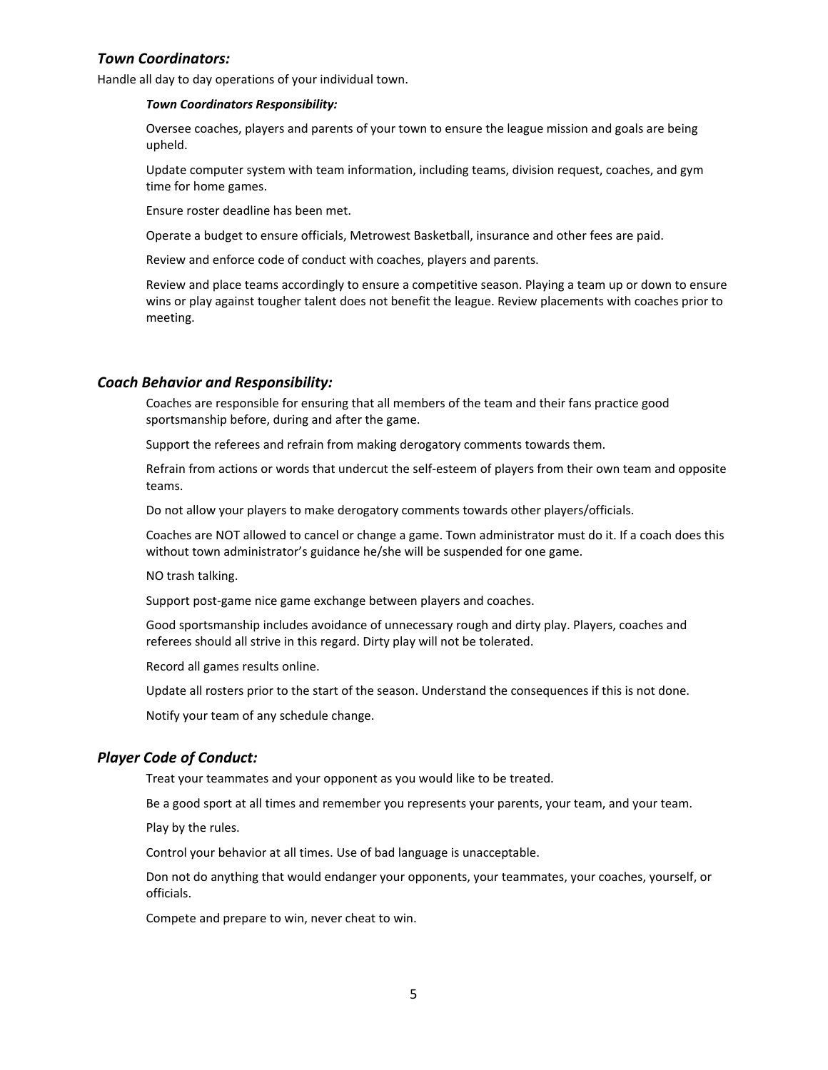### *Town Coordinators:*

Handle all day to day operations of your individual town.

#### *Town Coordinators Responsibility:*

Oversee coaches, players and parents of your town to ensure the league mission and goals are being upheld.

Update computer system with team information, including teams, division request, coaches, and gym time for home games.

Ensure roster deadline has been met.

Operate a budget to ensure officials, Metrowest Basketball, insurance and other fees are paid.

Review and enforce code of conduct with coaches, players and parents.

Review and place teams accordingly to ensure a competitive season. Playing a team up or down to ensure wins or play against tougher talent does not benefit the league. Review placements with coaches prior to meeting.

### *Coach Behavior and Responsibility:*

Coaches are responsible for ensuring that all members of the team and their fans practice good sportsmanship before, during and after the game.

Support the referees and refrain from making derogatory comments towards them.

Refrain from actions or words that undercut the self-esteem of players from their own team and opposite teams.

Do not allow your players to make derogatory comments towards other players/officials.

Coaches are NOT allowed to cancel or change a game. Town administrator must do it. If a coach does this without town administrator's guidance he/she will be suspended for one game.

NO trash talking.

Support post-game nice game exchange between players and coaches.

Good sportsmanship includes avoidance of unnecessary rough and dirty play. Players, coaches and referees should all strive in this regard. Dirty play will not be tolerated.

Record all games results online.

Update all rosters prior to the start of the season. Understand the consequences if this is not done.

Notify your team of any schedule change.

### *Player Code of Conduct:*

Treat your teammates and your opponent as you would like to be treated.

Be a good sport at all times and remember you represents your parents, your team, and your team.

Play by the rules.

Control your behavior at all times. Use of bad language is unacceptable.

Don not do anything that would endanger your opponents, your teammates, your coaches, yourself, or officials.

Compete and prepare to win, never cheat to win.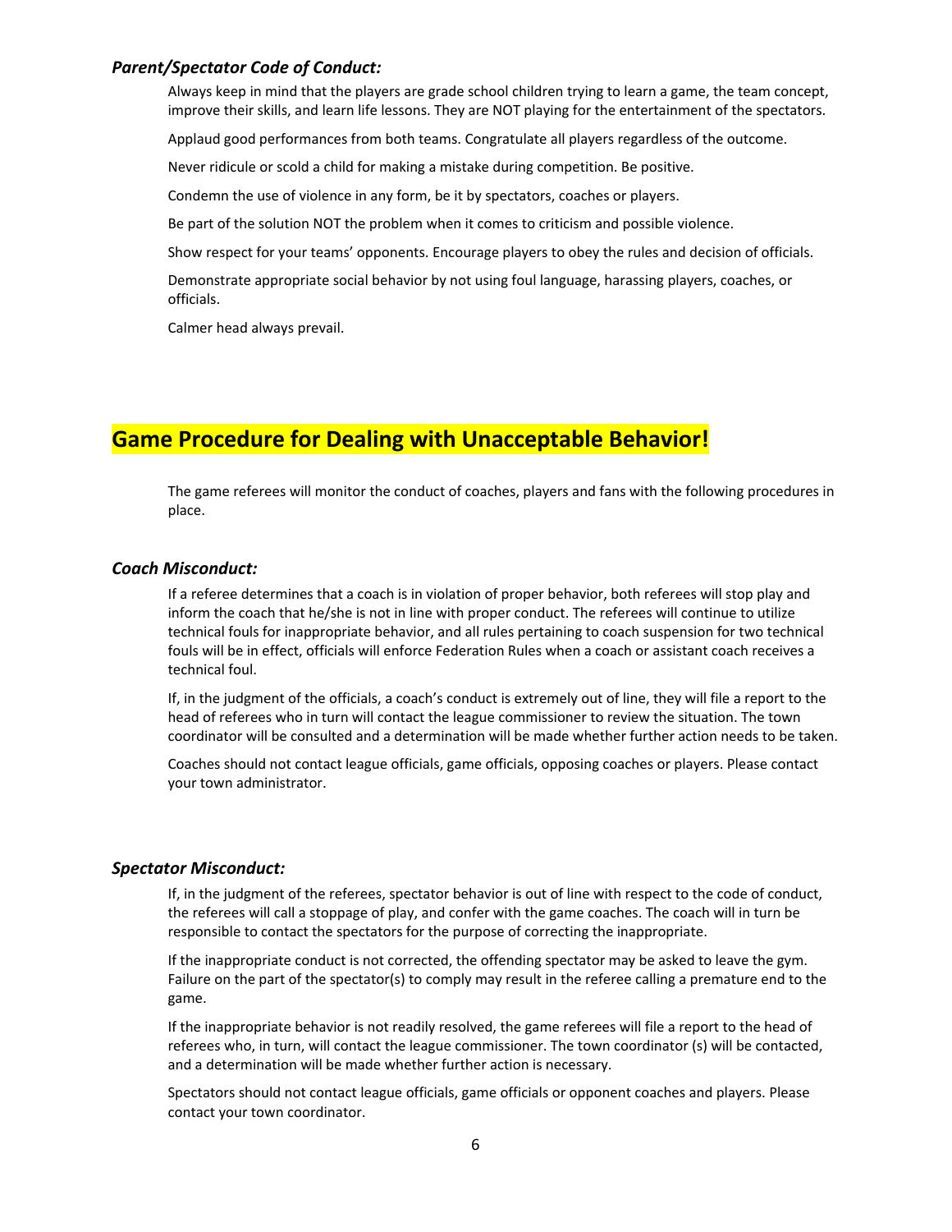### *Parent/Spectator Code of Conduct:*

Always keep in mind that the players are grade school children trying to learn a game, the team concept, improve their skills, and learn life lessons. They are NOT playing for the entertainment of the spectators.

Applaud good performances from both teams. Congratulate all players regardless of the outcome.

Never ridicule or scold a child for making a mistake during competition. Be positive.

Condemn the use of violence in any form, be it by spectators, coaches or players.

Be part of the solution NOT the problem when it comes to criticism and possible violence.

Show respect for your teams' opponents. Encourage players to obey the rules and decision of officials.

Demonstrate appropriate social behavior by not using foul language, harassing players, coaches, or officials.

Calmer head always prevail.

## Game Procedure for Dealing with Unacceptable Behavior!

The game referees will monitor the conduct of coaches, players and fans with the following procedures in place.

### *Coach Misconduct:*

If a referee determines that a coach is in violation of proper behavior, both referees will stop play and inform the coach that he/she is not in line with proper conduct. The referees will continue to utilize technical fouls for inappropriate behavior, and all rules pertaining to coach suspension for two technical fouls will be in effect, officials will enforce Federation Rules when a coach or assistant coach receives a technical foul.

If, in the judgment of the officials, a coach's conduct is extremely out of line, they will file a report to the head of referees who in turn will contact the league commissioner to review the situation. The town coordinator will be consulted and a determination will be made whether further action needs to be taken.

Coaches should not contact league officials, game officials, opposing coaches or players. Please contact your town administrator.

### *Spectator Misconduct:*

If, in the judgment of the referees, spectator behavior is out of line with respect to the code of conduct, the referees will call a stoppage of play, and confer with the game coaches. The coach will in turn be responsible to contact the spectators for the purpose of correcting the inappropriate.

If the inappropriate conduct is not corrected, the offending spectator may be asked to leave the gym. Failure on the part of the spectator(s) to comply may result in the referee calling a premature end to the game.

If the inappropriate behavior is not readily resolved, the game referees will file a report to the head of referees who, in turn, will contact the league commissioner. The town coordinator (s) will be contacted, and a determination will be made whether further action is necessary.

Spectators should not contact league officials, game officials or opponent coaches and players. Please contact your town coordinator.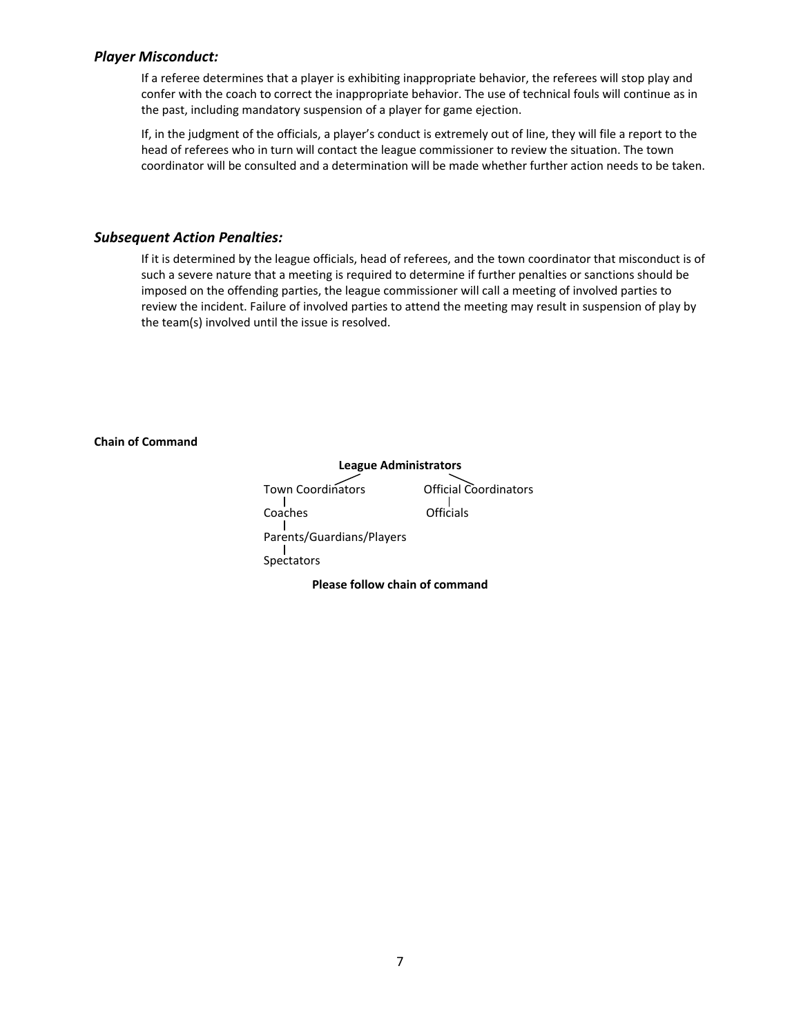### *Player Misconduct:*

If a referee determines that a player is exhibiting inappropriate behavior, the referees will stop play and confer with the coach to correct the inappropriate behavior. The use of technical fouls will continue as in the past, including mandatory suspension of a player for game ejection.

If, in the judgment of the officials, a player's conduct is extremely out of line, they will file a report to the head of referees who in turn will contact the league commissioner to review the situation. The town coordinator will be consulted and a determination will be made whether further action needs to be taken.

### *Subsequent Action Penalties:*

If it is determined by the league officials, head of referees, and the town coordinator that misconduct is of such a severe nature that a meeting is required to determine if further penalties or sanctions should be imposed on the offending parties, the league commissioner will call a meeting of involved parties to review the incident. Failure of involved parties to attend the meeting may result in suspension of play by the team(s) involved until the issue is resolved.

**Chain of Command**

**League Administrators**

- Town Coordinators
  - Coaches
    - Parents/Guardians/Players
      - Spectators
- Official Coordinators
  - Officials

**Please follow chain of command**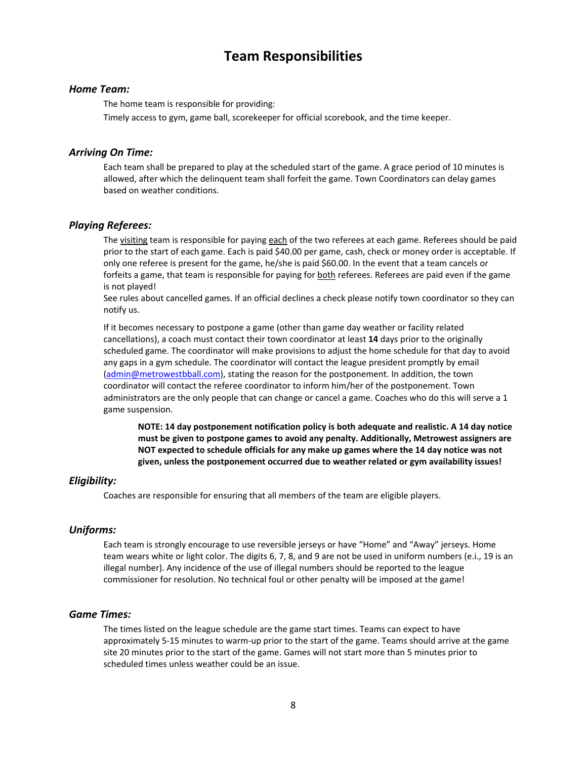# Team Responsibilities

### *Home Team:*

The home team is responsible for providing:

Timely access to gym, game ball, scorekeeper for official scorebook, and the time keeper.

### *Arriving On Time:*

Each team shall be prepared to play at the scheduled start of the game. A grace period of 10 minutes is allowed, after which the delinquent team shall forfeit the game. Town Coordinators can delay games based on weather conditions.

### *Playing Referees:*

The <u>visiting</u> team is responsible for paying <u>each</u> of the two referees at each game. Referees should be paid prior to the start of each game. Each is paid $40.00 per game, cash, check or money order is acceptable. If only one referee is present for the game, he/she is paid $60.00. In the event that a team cancels or forfeits a game, that team is responsible for paying for <u>both</u> referees. Referees are paid even if the game is not played!

See rules about cancelled games. If an official declines a check please notify town coordinator so they can notify us.

If it becomes necessary to postpone a game (other than game day weather or facility related cancellations), a coach must contact their town coordinator at least **14** days prior to the originally scheduled game. The coordinator will make provisions to adjust the home schedule for that day to avoid any gaps in a gym schedule. The coordinator will contact the league president promptly by email (admin@metrowestbball.com), stating the reason for the postponement. In addition, the town coordinator will contact the referee coordinator to inform him/her of the postponement. Town administrators are the only people that can change or cancel a game. Coaches who do this will serve a 1 game suspension.

> **NOTE: 14 day postponement notification policy is both adequate and realistic. A 14 day notice must be given to postpone games to avoid any penalty. Additionally, Metrowest assigners are NOT expected to schedule officials for any make up games where the 14 day notice was not given, unless the postponement occurred due to weather related or gym availability issues!**

### *Eligibility:*

Coaches are responsible for ensuring that all members of the team are eligible players.

### *Uniforms:*

Each team is strongly encourage to use reversible jerseys or have "Home" and "Away" jerseys. Home team wears white or light color. The digits 6, 7, 8, and 9 are not be used in uniform numbers (e.i., 19 is an illegal number). Any incidence of the use of illegal numbers should be reported to the league commissioner for resolution. No technical foul or other penalty will be imposed at the game!

### *Game Times:*

The times listed on the league schedule are the game start times. Teams can expect to have approximately 5-15 minutes to warm-up prior to the start of the game. Teams should arrive at the game site 20 minutes prior to the start of the game. Games will not start more than 5 minutes prior to scheduled times unless weather could be an issue.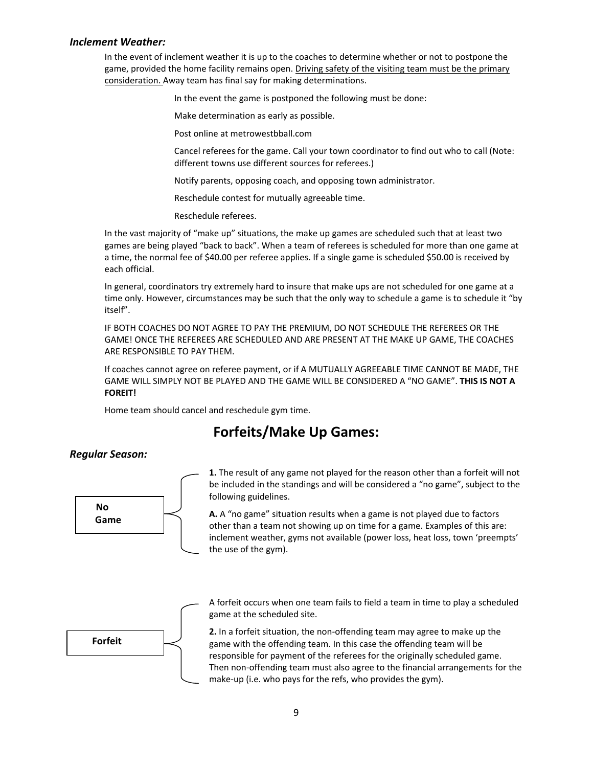### *Inclement Weather:*

In the event of inclement weather it is up to the coaches to determine whether or not to postpone the game, provided the home facility remains open. <u>Driving safety of the visiting team must be the primary consideration.</u> Away team has final say for making determinations.

In the event the game is postponed the following must be done:

Make determination as early as possible.

Post online at metrowestbball.com

Cancel referees for the game. Call your town coordinator to find out who to call (Note: different towns use different sources for referees.)

Notify parents, opposing coach, and opposing town administrator.

Reschedule contest for mutually agreeable time.

Reschedule referees.

In the vast majority of "make up" situations, the make up games are scheduled such that at least two games are being played "back to back". When a team of referees is scheduled for more than one game at a time, the normal fee of $40.00 per referee applies. If a single game is scheduled $50.00 is received by each official.

In general, coordinators try extremely hard to insure that make ups are not scheduled for one game at a time only. However, circumstances may be such that the only way to schedule a game is to schedule it "by itself".

IF BOTH COACHES DO NOT AGREE TO PAY THE PREMIUM, DO NOT SCHEDULE THE REFEREES OR THE GAME! ONCE THE REFEREES ARE SCHEDULED AND ARE PRESENT AT THE MAKE UP GAME, THE COACHES ARE RESPONSIBLE TO PAY THEM.

If coaches cannot agree on referee payment, or if A MUTUALLY AGREEABLE TIME CANNOT BE MADE, THE GAME WILL SIMPLY NOT BE PLAYED AND THE GAME WILL BE CONSIDERED A "NO GAME". **THIS IS NOT A FOREIT!**

Home team should cancel and reschedule gym time.

## Forfeits/Make Up Games:

### *Regular Season:*

**No Game**

**1.** The result of any game not played for the reason other than a forfeit will not be included in the standings and will be considered a "no game", subject to the following guidelines.

**A.** A "no game" situation results when a game is not played due to factors other than a team not showing up on time for a game. Examples of this are: inclement weather, gyms not available (power loss, heat loss, town 'preempts' the use of the gym).

**Forfeit**

A forfeit occurs when one team fails to field a team in time to play a scheduled game at the scheduled site.

**2.** In a forfeit situation, the non-offending team may agree to make up the game with the offending team. In this case the offending team will be responsible for payment of the referees for the originally scheduled game. Then non-offending team must also agree to the financial arrangements for the make-up (i.e. who pays for the refs, who provides the gym).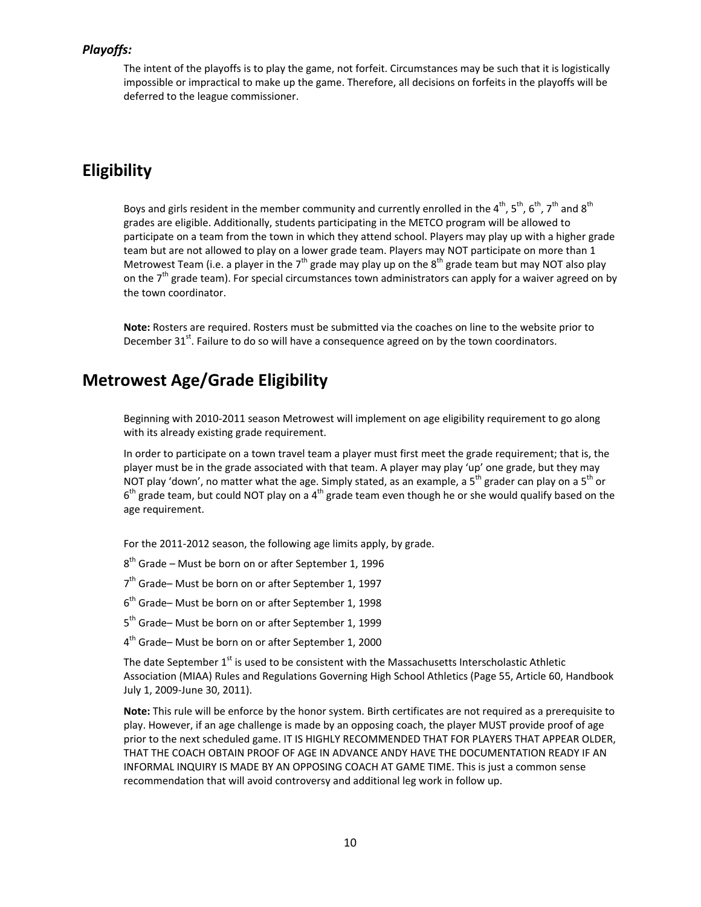### *Playoffs:*

The intent of the playoffs is to play the game, not forfeit. Circumstances may be such that it is logistically impossible or impractical to make up the game. Therefore, all decisions on forfeits in the playoffs will be deferred to the league commissioner.

## Eligibility

Boys and girls resident in the member community and currently enrolled in the 4th, 5th, 6th, 7th and 8th grades are eligible. Additionally, students participating in the METCO program will be allowed to participate on a team from the town in which they attend school. Players may play up with a higher grade team but are not allowed to play on a lower grade team. Players may NOT participate on more than 1 Metrowest Team (i.e. a player in the 7th grade may play up on the 8th grade team but may NOT also play on the 7th grade team). For special circumstances town administrators can apply for a waiver agreed on by the town coordinator.

**Note:** Rosters are required. Rosters must be submitted via the coaches on line to the website prior to December 31st. Failure to do so will have a consequence agreed on by the town coordinators.

## Metrowest Age/Grade Eligibility

Beginning with 2010-2011 season Metrowest will implement on age eligibility requirement to go along with its already existing grade requirement.

In order to participate on a town travel team a player must first meet the grade requirement; that is, the player must be in the grade associated with that team. A player may play 'up' one grade, but they may NOT play 'down', no matter what the age. Simply stated, as an example, a 5th grader can play on a 5th or 6th grade team, but could NOT play on a 4th grade team even though he or she would qualify based on the age requirement.

For the 2011-2012 season, the following age limits apply, by grade.

8th Grade – Must be born on or after September 1, 1996

7th Grade– Must be born on or after September 1, 1997

6th Grade– Must be born on or after September 1, 1998

5th Grade– Must be born on or after September 1, 1999

4th Grade– Must be born on or after September 1, 2000

The date September 1st is used to be consistent with the Massachusetts Interscholastic Athletic Association (MIAA) Rules and Regulations Governing High School Athletics (Page 55, Article 60, Handbook July 1, 2009-June 30, 2011).

**Note:** This rule will be enforce by the honor system. Birth certificates are not required as a prerequisite to play. However, if an age challenge is made by an opposing coach, the player MUST provide proof of age prior to the next scheduled game. IT IS HIGHLY RECOMMENDED THAT FOR PLAYERS THAT APPEAR OLDER, THAT THE COACH OBTAIN PROOF OF AGE IN ADVANCE ANDY HAVE THE DOCUMENTATION READY IF AN INFORMAL INQUIRY IS MADE BY AN OPPOSING COACH AT GAME TIME. This is just a common sense recommendation that will avoid controversy and additional leg work in follow up.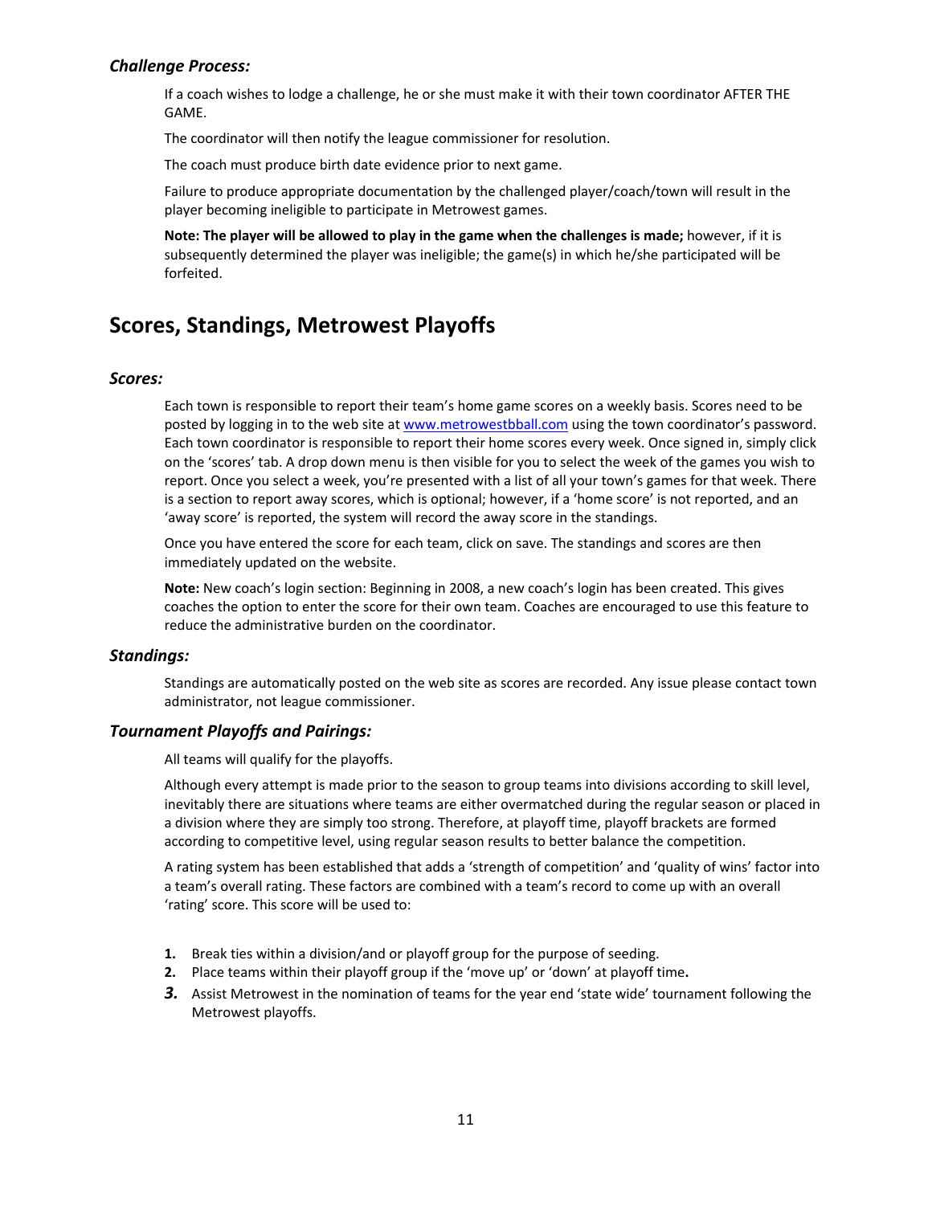### *Challenge Process:*

If a coach wishes to lodge a challenge, he or she must make it with their town coordinator AFTER THE GAME.

The coordinator will then notify the league commissioner for resolution.

The coach must produce birth date evidence prior to next game.

Failure to produce appropriate documentation by the challenged player/coach/town will result in the player becoming ineligible to participate in Metrowest games.

**Note: The player will be allowed to play in the game when the challenges is made;** however, if it is subsequently determined the player was ineligible; the game(s) in which he/she participated will be forfeited.

## Scores, Standings, Metrowest Playoffs

### *Scores:*

Each town is responsible to report their team's home game scores on a weekly basis. Scores need to be posted by logging in to the web site at www.metrowestbball.com using the town coordinator's password. Each town coordinator is responsible to report their home scores every week. Once signed in, simply click on the 'scores' tab. A drop down menu is then visible for you to select the week of the games you wish to report. Once you select a week, you're presented with a list of all your town's games for that week. There is a section to report away scores, which is optional; however, if a 'home score' is not reported, and an 'away score' is reported, the system will record the away score in the standings.

Once you have entered the score for each team, click on save. The standings and scores are then immediately updated on the website.

**Note:** New coach's login section: Beginning in 2008, a new coach's login has been created. This gives coaches the option to enter the score for their own team. Coaches are encouraged to use this feature to reduce the administrative burden on the coordinator.

### *Standings:*

Standings are automatically posted on the web site as scores are recorded. Any issue please contact town administrator, not league commissioner.

### *Tournament Playoffs and Pairings:*

All teams will qualify for the playoffs.

Although every attempt is made prior to the season to group teams into divisions according to skill level, inevitably there are situations where teams are either overmatched during the regular season or placed in a division where they are simply too strong. Therefore, at playoff time, playoff brackets are formed according to competitive level, using regular season results to better balance the competition.

A rating system has been established that adds a 'strength of competition' and 'quality of wins' factor into a team's overall rating. These factors are combined with a team's record to come up with an overall 'rating' score. This score will be used to:

1. Break ties within a division/and or playoff group for the purpose of seeding.
2. Place teams within their playoff group if the 'move up' or 'down' at playoff time.
3. Assist Metrowest in the nomination of teams for the year end 'state wide' tournament following the Metrowest playoffs.